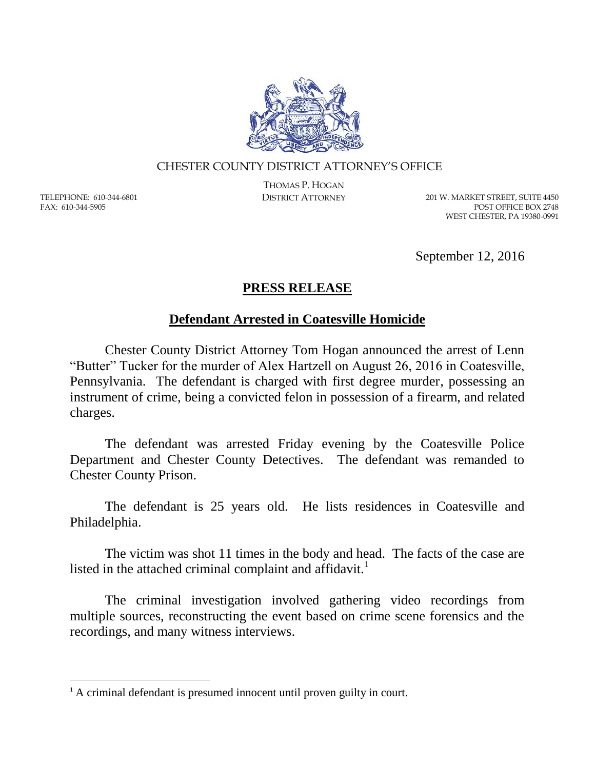CHESTER COUNTY DISTRICT ATTORNEY'S OFFICE

THOMAS P. HOGAN
DISTRICT ATTORNEY

TELEPHONE: 610-344-6801
FAX: 610-344-5905

201 W. MARKET STREET, SUITE 4450
POST OFFICE BOX 2748
WEST CHESTER, PA 19380-0991

September 12, 2016

# **PRESS RELEASE**

## **Defendant Arrested in Coatesville Homicide**

Chester County District Attorney Tom Hogan announced the arrest of Lenn "Butter" Tucker for the murder of Alex Hartzell on August 26, 2016 in Coatesville, Pennsylvania. The defendant is charged with first degree murder, possessing an instrument of crime, being a convicted felon in possession of a firearm, and related charges.

The defendant was arrested Friday evening by the Coatesville Police Department and Chester County Detectives. The defendant was remanded to Chester County Prison.

The defendant is 25 years old. He lists residences in Coatesville and Philadelphia.

The victim was shot 11 times in the body and head. The facts of the case are listed in the attached criminal complaint and affidavit.[1]

The criminal investigation involved gathering video recordings from multiple sources, reconstructing the event based on crime scene forensics and the recordings, and many witness interviews.

---

[1] A criminal defendant is presumed innocent until proven guilty in court.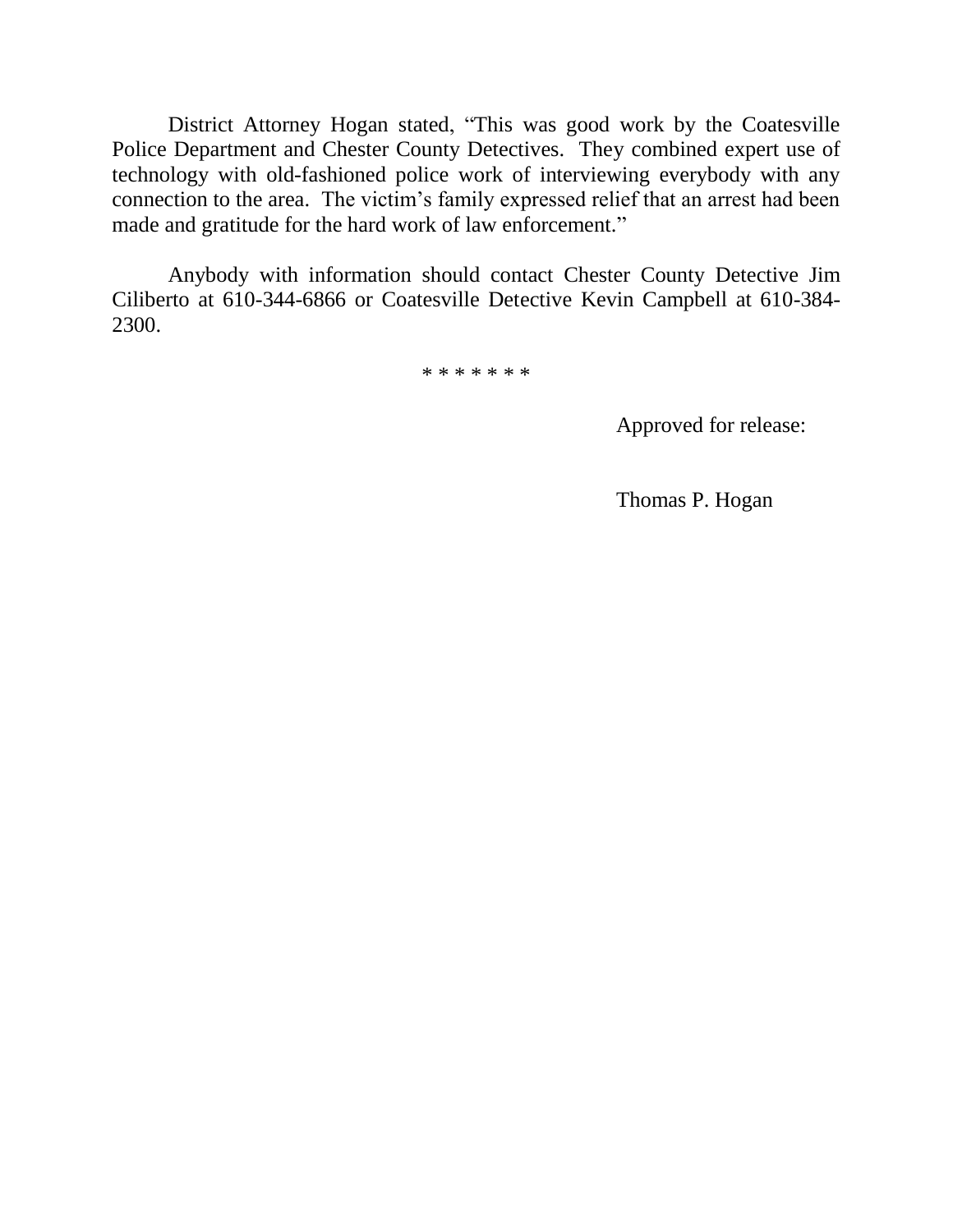District Attorney Hogan stated, "This was good work by the Coatesville Police Department and Chester County Detectives. They combined expert use of technology with old-fashioned police work of interviewing everybody with any connection to the area. The victim's family expressed relief that an arrest had been made and gratitude for the hard work of law enforcement."

Anybody with information should contact Chester County Detective Jim Ciliberto at 610-344-6866 or Coatesville Detective Kevin Campbell at 610-384-2300.

* * * * * * *

Approved for release:

Thomas P. Hogan